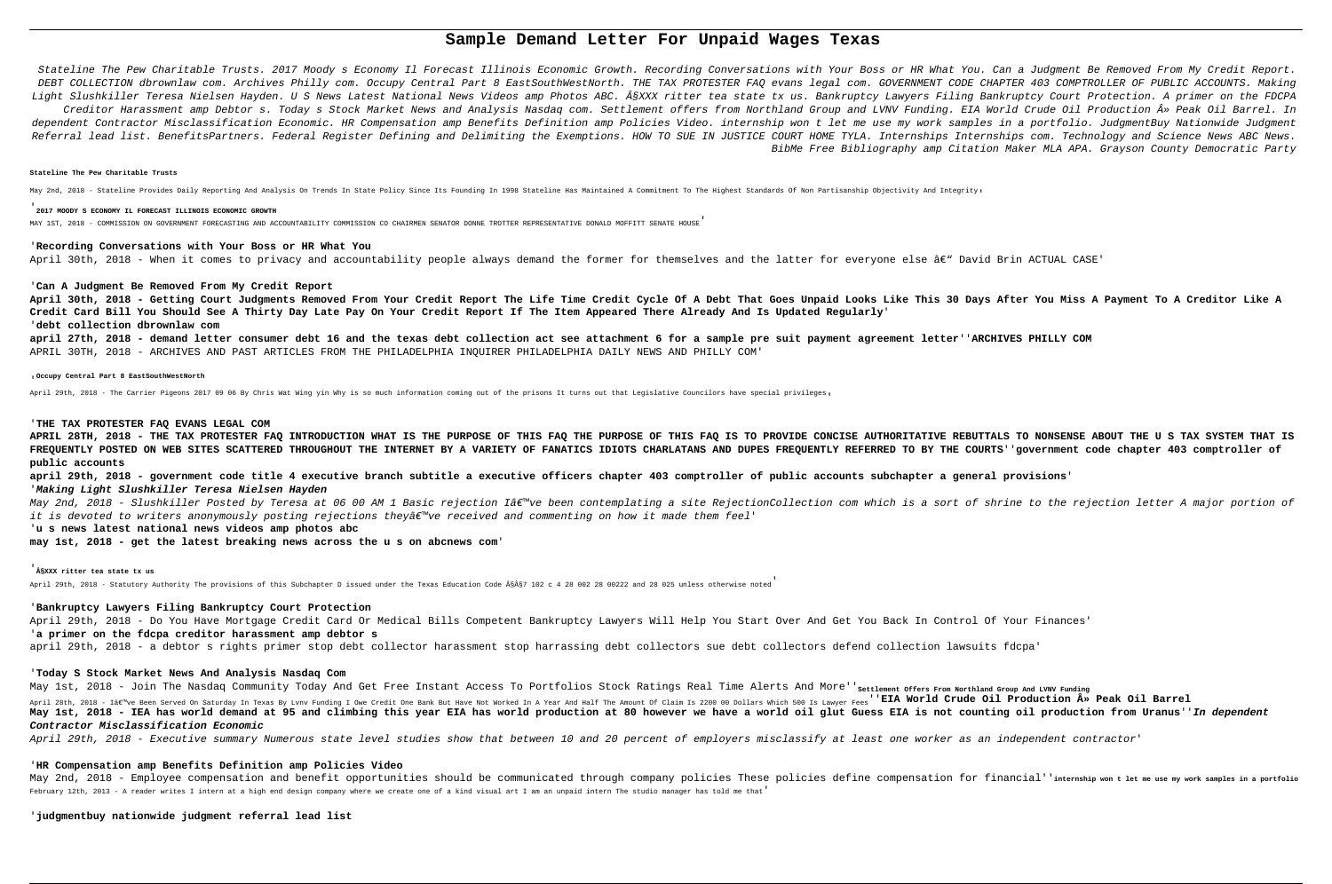# Sample Demand Letter For Unpaid Wages Texas

Stateline The Pew Charitable Trusts. 2017 Moody s Economy Il Forecast Illinois Economic Growth. Recording Conversations with Your Boss or HR What You. Can a Judgment Be Removed From My Credit Report. DEBT COLLECTION dbrownlaw com. Archives Philly com. Occupy Central Part 8 EastSouthWestNorth. THE TAX PROTESTER FAQ evans legal com. GOVERNMENT CODE CHAPTER 403 COMPTROLLER OF PUBLIC ACCOUNTS. Making Light Slushkiller Teresa Nielsen Hayden. U S News Latest National News Videos amp Photos ABC. Â§XXX ritter tea state tx us. Bankruptcy Lawyers Filing Bankruptcy Court Protection. A primer on the FDCPA Creditor Harassment amp Debtor s. Today s Stock Market News and Analysis Nasdaq com. Settlement offers from Northland Group and LVNV Funding. EIA World Crude Oil Production Â» Peak Oil Barrel. In dependent Contractor Misclassification Economic. HR Compensation amp Benefits Definition amp Policies Video. internship won t let me use my work samples in a portfolio. JudgmentBuy Nationwide Judgment Referral lead list. BenefitsPartners. Federal Register Defining and Delimiting the Exemptions. HOW TO SUE IN JUSTICE COURT HOME TYLA. Internships Internships com. Technology and Science News ABC News. BibMe Free Bibliography amp Citation Maker MLA APA. Grayson County Democratic Party

**Stateline The Pew Charitable Trusts**

May 2nd, 2018 - Stateline Provides Daily Reporting And Analysis On Trends In State Policy Since Its Founding In 1998 Stateline Has Maintained A Commitment To The Highest Standards Of Non Partisanship Objectivity And Integrity'

'**2017 MOODY S ECONOMY IL FORECAST ILLINOIS ECONOMIC GROWTH**

MAY 1ST, 2018 - COMMISSION ON GOVERNMENT FORECASTING AND ACCOUNTABILITY COMMISSION CO CHAIRMEN SENATOR DONNE TROTTER REPRESENTATIVE DONALD MOFFITT SENATE HOUSE'

'**Recording Conversations with Your Boss or HR What You**

April 30th, 2018 - When it comes to privacy and accountability people always demand the former for themselves and the latter for everyone else â€" David Brin ACTUAL CASE'

'**Can A Judgment Be Removed From My Credit Report**

**April 30th, 2018 - Getting Court Judgments Removed From Your Credit Report The Life Time Credit Cycle Of A Debt That Goes Unpaid Looks Like This 30 Days After You Miss A Payment To A Creditor Like A Credit Card Bill You Should See A Thirty Day Late Pay On Your Credit Report If The Item Appeared There Already And Is Updated Regularly**'

'**debt collection dbrownlaw com**

**april 27th, 2018 - demand letter consumer debt 16 and the texas debt collection act see attachment 6 for a sample pre suit payment agreement letter**''**ARCHIVES PHILLY COM**

APRIL 30TH, 2018 - ARCHIVES AND PAST ARTICLES FROM THE PHILADELPHIA INQUIRER PHILADELPHIA DAILY NEWS AND PHILLY COM'

'**Occupy Central Part 8 EastSouthWestNorth**

April 29th, 2018 - The Carrier Pigeons 2017 09 06 By Chris Wat Wing yin Why is so much information coming out of the prisons It turns out that Legislative Councilors have special privileges'

'**THE TAX PROTESTER FAQ EVANS LEGAL COM**

**APRIL 28TH, 2018 - THE TAX PROTESTER FAQ INTRODUCTION WHAT IS THE PURPOSE OF THIS FAQ THE PURPOSE OF THIS FAQ IS TO PROVIDE CONCISE AUTHORITATIVE REBUTTALS TO NONSENSE ABOUT THE U S TAX SYSTEM THAT IS FREQUENTLY POSTED ON WEB SITES SCATTERED THROUGHOUT THE INTERNET BY A VARIETY OF FANATICS IDIOTS CHARLATANS AND DUPES FREQUENTLY REFERRED TO BY THE COURTS**''**government code chapter 403 comptroller of public accounts**

**april 29th, 2018 - government code title 4 executive branch subtitle a executive officers chapter 403 comptroller of public accounts subchapter a general provisions**'

'***Making Light Slushkiller Teresa Nielsen Hayden***

*May 2nd, 2018 - Slushkiller Posted by Teresa at 06 00 AM 1 Basic rejection Iâ€™ve been contemplating a site RejectionCollection com which is a sort of shrine to the rejection letter A major portion of it is devoted to writers anonymously posting rejections theyâ€™ve received and commenting on how it made them feel*'

'**u s news latest national news videos amp photos abc**

**may 1st, 2018 - get the latest breaking news across the u s on abcnews com**'

'**Â§XXX ritter tea state tx us**

April 29th, 2018 - Statutory Authority The provisions of this Subchapter D issued under the Texas Education Code Â§Â§7 102 c 4 28 002 28 00222 and 28 025 unless otherwise noted'

'**Bankruptcy Lawyers Filing Bankruptcy Court Protection**

April 29th, 2018 - Do You Have Mortgage Credit Card Or Medical Bills Competent Bankruptcy Lawyers Will Help You Start Over And Get You Back In Control Of Your Finances'

'**a primer on the fdcpa creditor harassment amp debtor s**

april 29th, 2018 - a debtor s rights primer stop debt collector harassment stop harrassing debt collectors sue debt collectors defend collection lawsuits fdcpa'

'**Today S Stock Market News And Analysis Nasdaq Com**

May 1st, 2018 - Join The Nasdaq Community Today And Get Free Instant Access To Portfolios Stock Ratings Real Time Alerts And More''**Settlement Offers From Northland Group And LVNV Funding**

April 28th, 2018 - Iâ€™ve Been Served On Saturday In Texas By Lvnv Funding I Owe Credit One Bank But Have Not Worked In A Year And Half The Amount Of Claim Is 2200 00 Dollars Which 500 Is Lawyer Fees''**EIA World Crude Oil Production Â» Peak Oil Barrel**

**May 1st, 2018 - IEA has world demand at 95 and climbing this year EIA has world production at 80 however we have a world oil glut Guess EIA is not counting oil production from Uranus**''***In dependent Contractor Misclassification Economic***

*April 29th, 2018 - Executive summary Numerous state level studies show that between 10 and 20 percent of employers misclassify at least one worker as an independent contractor*'

'**HR Compensation amp Benefits Definition amp Policies Video**

May 2nd, 2018 - Employee compensation and benefit opportunities should be communicated through company policies These policies define compensation for financial''**internship won t let me use my work samples in a portfolio**

February 12th, 2013 - A reader writes I intern at a high end design company where we create one of a kind visual art I am an unpaid intern The studio manager has told me that'

'**judgmentbuy nationwide judgment referral lead list**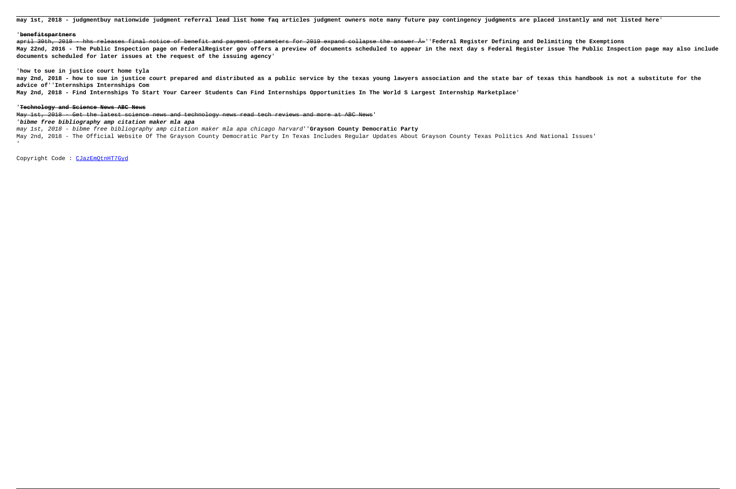**may 1st, 2018 - judgmentbuy nationwide judgment referral lead list home faq articles judgment owners note many future pay contingency judgments are placed instantly and not listed here**'

'**~~benefitspartners~~**

~~april 30th, 2018 - hhs releases final notice of benefit and payment parameters for 2019 expand collapse the answer Â»~~''**Federal Register Defining and Delimiting the Exemptions**

**May 22nd, 2016 - The Public Inspection page on FederalRegister gov offers a preview of documents scheduled to appear in the next day s Federal Register issue The Public Inspection page may also include documents scheduled for later issues at the request of the issuing agency**'

'**how to sue in justice court home tyla**

**may 2nd, 2018 - how to sue in justice court prepared and distributed as a public service by the texas young lawyers association and the state bar of texas this handbook is not a substitute for the advice of**''**Internships Internships Com**

**May 2nd, 2018 - Find Internships To Start Your Career Students Can Find Internships Opportunities In The World S Largest Internship Marketplace**'

'**~~Technology and Science News ABC News~~**

~~May 1st, 2018 - Get the latest science news and technology news read tech reviews and more at ABC News~~'

'***bibme free bibliography amp citation maker mla apa***

*may 1st, 2018 - bibme free bibliography amp citation maker mla apa chicago harvard*''**Grayson County Democratic Party**

May 2nd, 2018 - The Official Website Of The Grayson County Democratic Party In Texas Includes Regular Updates About Grayson County Texas Politics And National Issues'

'

Copyright Code : CJazEmQtnHT7Gyd